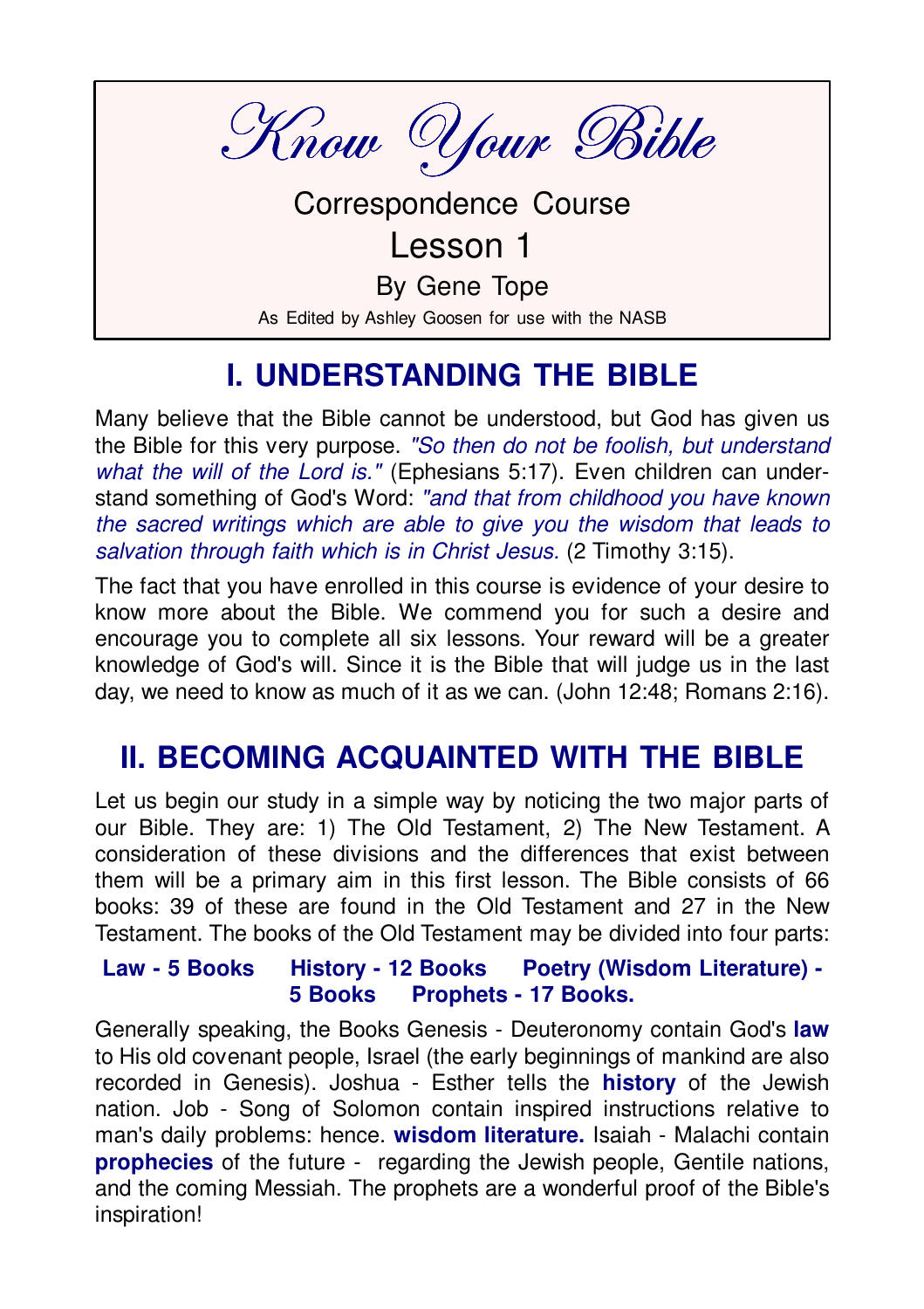# Know Your Bible

Correspondence Course

Lesson 1

By Gene Tope

As Edited by Ashley Goosen for use with the NASB

## I. UNDERSTANDING THE BIBLE

Many believe that the Bible cannot be understood, but God has given us the Bible for this very purpose. *"So then do not be foolish, but understand what the will of the Lord is."* (Ephesians 5:17). Even children can understand something of God's Word: *"and that from childhood you have known the sacred writings which are able to give you the wisdom that leads to salvation through faith which is in Christ Jesus.* (2 Timothy 3:15).

The fact that you have enrolled in this course is evidence of your desire to know more about the Bible. We commend you for such a desire and encourage you to complete all six lessons. Your reward will be a greater knowledge of God's will. Since it is the Bible that will judge us in the last day, we need to know as much of it as we can. (John 12:48; Romans 2:16).

## II. BECOMING ACQUAINTED WITH THE BIBLE

Let us begin our study in a simple way by noticing the two major parts of our Bible. They are: 1) The Old Testament, 2) The New Testament. A consideration of these divisions and the differences that exist between them will be a primary aim in this first lesson. The Bible consists of 66 books: 39 of these are found in the Old Testament and 27 in the New Testament. The books of the Old Testament may be divided into four parts:

**Law - 5 Books History - 12 Books Poetry (Wisdom Literature) - 5 Books Prophets - 17 Books.**

Generally speaking, the Books Genesis - Deuteronomy contain God's **law** to His old covenant people, Israel (the early beginnings of mankind are also recorded in Genesis). Joshua - Esther tells the **history** of the Jewish nation. Job - Song of Solomon contain inspired instructions relative to man's daily problems: hence. **wisdom literature.** Isaiah - Malachi contain **prophecies** of the future - regarding the Jewish people, Gentile nations, and the coming Messiah. The prophets are a wonderful proof of the Bible's inspiration!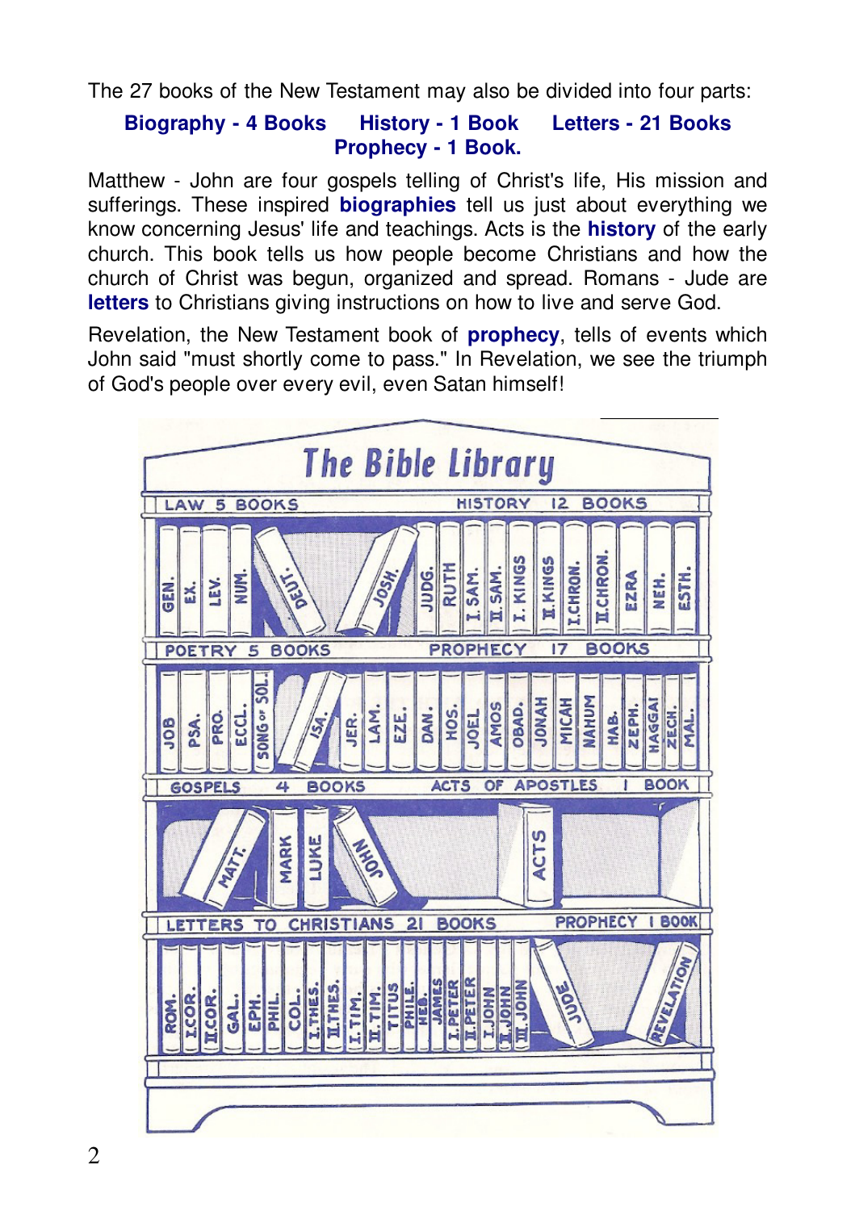The 27 books of the New Testament may also be divided into four parts:

**Biography - 4 Books** **History - 1 Book** **Letters - 21 Books** **Prophecy - 1 Book.**

Matthew - John are four gospels telling of Christ's life, His mission and sufferings. These inspired **biographies** tell us just about everything we know concerning Jesus' life and teachings. Acts is the **history** of the early church. This book tells us how people become Christians and how the church of Christ was begun, organized and spread. Romans - Jude are **letters** to Christians giving instructions on how to live and serve God.

Revelation, the New Testament book of **prophecy**, tells of events which John said "must shortly come to pass." In Revelation, we see the triumph of God's people over every evil, even Satan himself!

## The Bible Library

LAW 5 BOOKS — HISTORY 12 BOOKS

GEN. EX. LEV. NUM. DEUT. JOSH. JUDG. RUTH I. SAM. II. SAM. I. KINGS II. KINGS I. CHRON. II. CHRON. EZRA NEH. ESTH.

POETRY 5 BOOKS — PROPHECY 17 BOOKS

JOB PSA. PRO. ECCL. SONG OF SOL. ISA. JER. LAM. EZE. DAN. HOS. JOEL AMOS OBAD. JONAH MICAH NAHUM HAB. ZEPH. HAGGAI ZECH. MAL.

GOSPELS 4 BOOKS — ACTS OF APOSTLES 1 BOOK

MATT. MARK LUKE JOHN ACTS

LETTERS TO CHRISTIANS 21 BOOKS — PROPHECY 1 BOOK

ROM. I. COR. II. COR. GAL. EPH. PHIL. COL. I. THES. II. THES. I. TIM. II. TIM. TITUS PHILE. HEB. JAMES I. PETER II. PETER I. JOHN II. JOHN III. JOHN JUDE REVELATION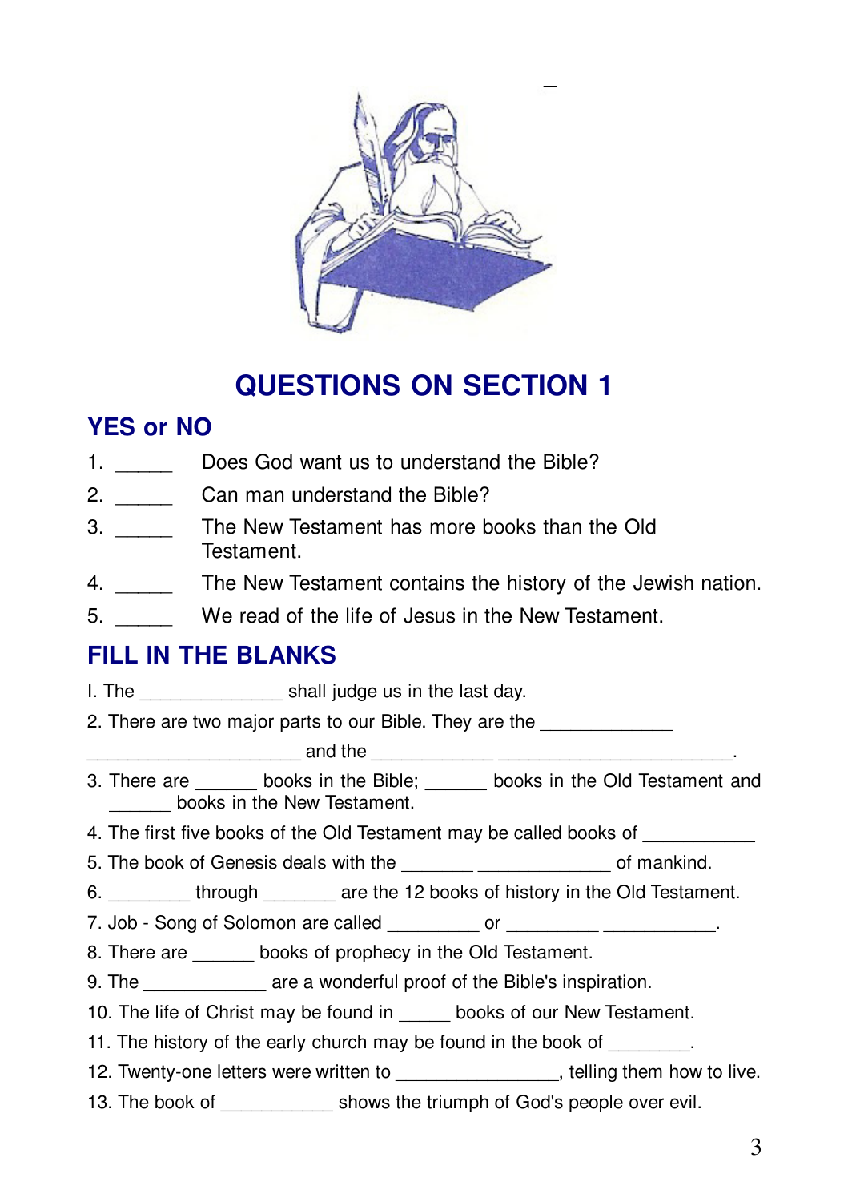# QUESTIONS ON SECTION 1

## YES or NO

1. _____ Does God want us to understand the Bible?
2. _____ Can man understand the Bible?
3. _____ The New Testament has more books than the Old Testament.
4. _____ The New Testament contains the history of the Jewish nation.
5. _____ We read of the life of Jesus in the New Testament.

## FILL IN THE BLANKS

I. The ______________ shall judge us in the last day.

2. There are two major parts to our Bible. They are the _____________ _____________________ and the ____________ ________________________.

3. There are ______ books in the Bible; ______ books in the Old Testament and ______ books in the New Testament.

4. The first five books of the Old Testament may be called books of ___________

5. The book of Genesis deals with the _______ _____________ of mankind.

6. ________ through _______ are the 12 books of history in the Old Testament.

7. Job - Song of Solomon are called _________ or _________ ___________.

8. There are ______ books of prophecy in the Old Testament.

9. The ____________ are a wonderful proof of the Bible's inspiration.

10. The life of Christ may be found in _____ books of our New Testament.

11. The history of the early church may be found in the book of ________.

12. Twenty-one letters were written to ________________, telling them how to live.

13. The book of ___________ shows the triumph of God's people over evil.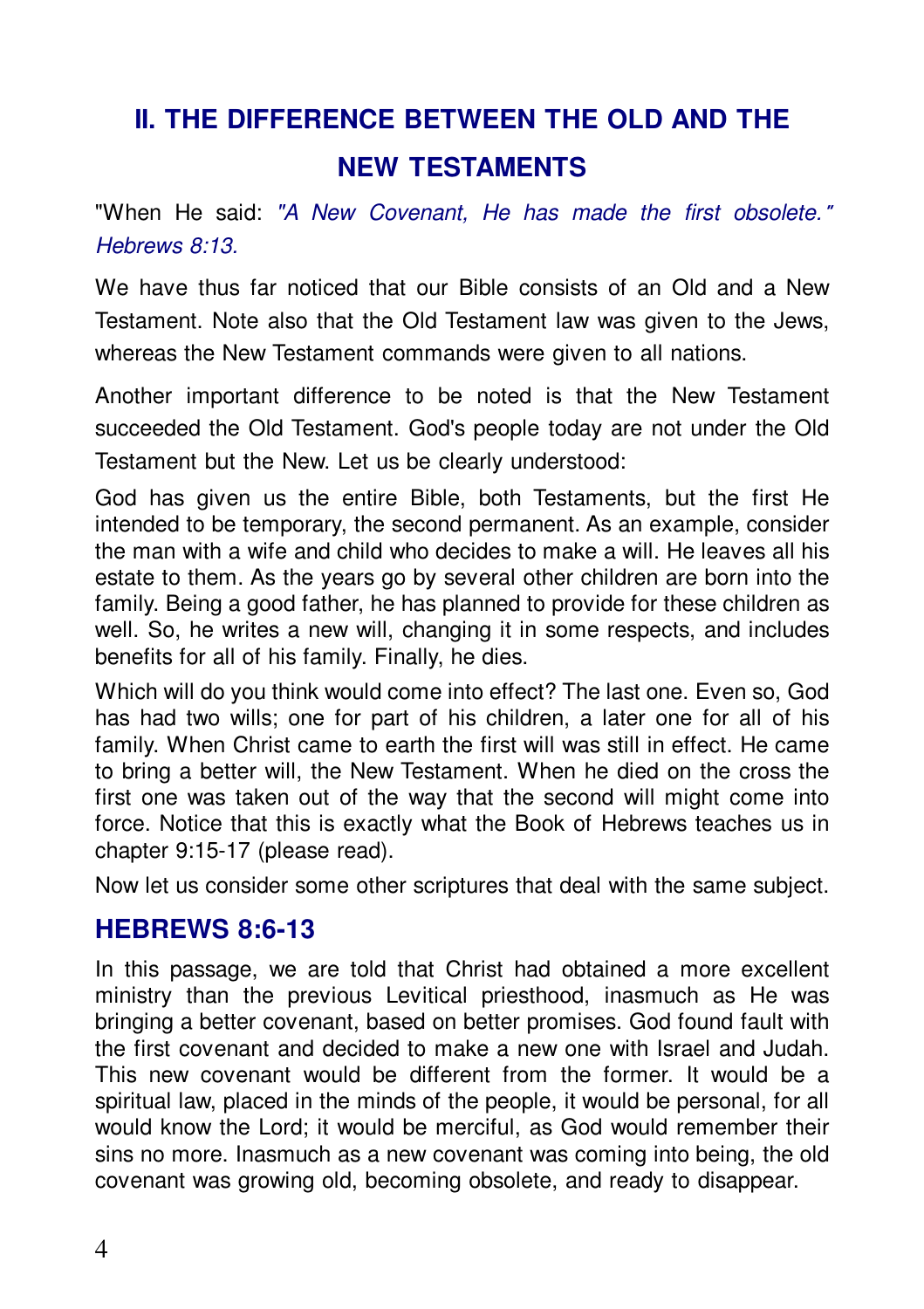## II. THE DIFFERENCE BETWEEN THE OLD AND THE NEW TESTAMENTS

"When He said: *"A New Covenant, He has made the first obsolete." Hebrews 8:13.*

We have thus far noticed that our Bible consists of an Old and a New Testament. Note also that the Old Testament law was given to the Jews, whereas the New Testament commands were given to all nations.

Another important difference to be noted is that the New Testament succeeded the Old Testament. God's people today are not under the Old Testament but the New. Let us be clearly understood:

God has given us the entire Bible, both Testaments, but the first He intended to be temporary, the second permanent. As an example, consider the man with a wife and child who decides to make a will. He leaves all his estate to them. As the years go by several other children are born into the family. Being a good father, he has planned to provide for these children as well. So, he writes a new will, changing it in some respects, and includes benefits for all of his family. Finally, he dies.

Which will do you think would come into effect? The last one. Even so, God has had two wills; one for part of his children, a later one for all of his family. When Christ came to earth the first will was still in effect. He came to bring a better will, the New Testament. When he died on the cross the first one was taken out of the way that the second will might come into force. Notice that this is exactly what the Book of Hebrews teaches us in chapter 9:15-17 (please read).

Now let us consider some other scriptures that deal with the same subject.

### HEBREWS 8:6-13

In this passage, we are told that Christ had obtained a more excellent ministry than the previous Levitical priesthood, inasmuch as He was bringing a better covenant, based on better promises. God found fault with the first covenant and decided to make a new one with Israel and Judah. This new covenant would be different from the former. It would be a spiritual law, placed in the minds of the people, it would be personal, for all would know the Lord; it would be merciful, as God would remember their sins no more. Inasmuch as a new covenant was coming into being, the old covenant was growing old, becoming obsolete, and ready to disappear.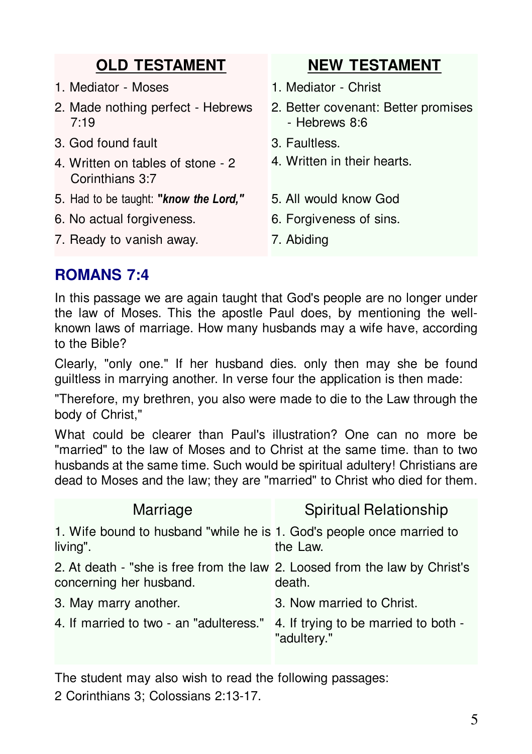| OLD TESTAMENT | NEW TESTAMENT |
|---|---|
| 1. Mediator - Moses | 1. Mediator - Christ |
| 2. Made nothing perfect - Hebrews 7:19 | 2. Better covenant: Better promises - Hebrews 8:6 |
| 3. God found fault | 3. Faultless. |
| 4. Written on tables of stone - 2 Corinthians 3:7 | 4. Written in their hearts. |
| 5. Had to be taught: ***"know the Lord,"*** | 5. All would know God |
| 6. No actual forgiveness. | 6. Forgiveness of sins. |
| 7. Ready to vanish away. | 7. Abiding |

## ROMANS 7:4

In this passage we are again taught that God's people are no longer under the law of Moses. This the apostle Paul does, by mentioning the well-known laws of marriage. How many husbands may a wife have, according to the Bible?

Clearly, "only one." If her husband dies. only then may she be found guiltless in marrying another. In verse four the application is then made:

"Therefore, my brethren, you also were made to die to the Law through the body of Christ,"

What could be clearer than Paul's illustration? One can no more be "married" to the law of Moses and to Christ at the same time. than to two husbands at the same time. Such would be spiritual adultery! Christians are dead to Moses and the law; they are "married" to Christ who died for them.

| Marriage | Spiritual Relationship |
|---|---|
| 1. Wife bound to husband "while he is living". | 1. God's people once married to the Law. |
| 2. At death - "she is free from the law concerning her husband. | 2. Loosed from the law by Christ's death. |
| 3. May marry another. | 3. Now married to Christ. |
| 4. If married to two - an "adulteress." | 4. If trying to be married to both - "adultery." |

The student may also wish to read the following passages:

2 Corinthians 3; Colossians 2:13-17.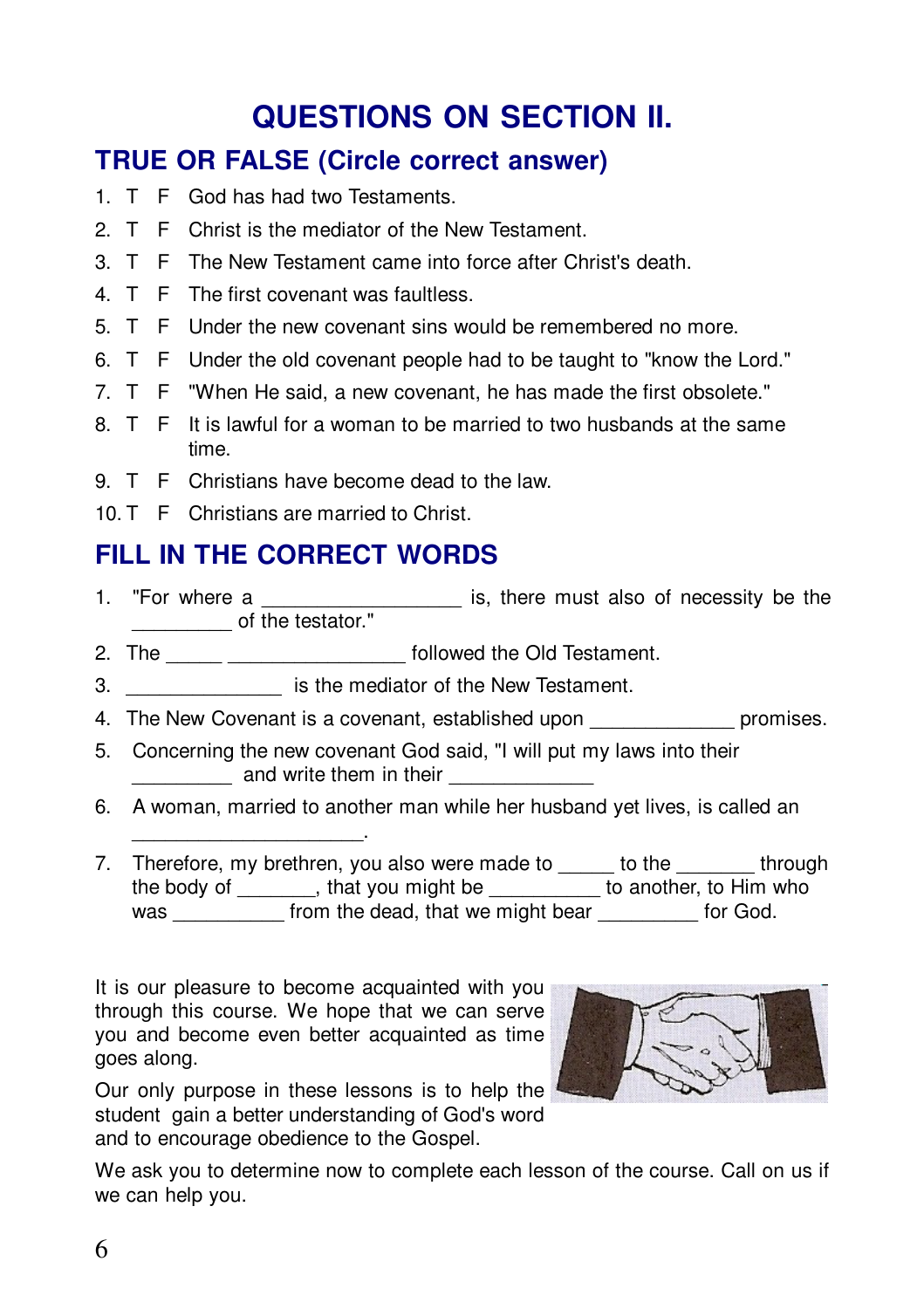# QUESTIONS ON SECTION II.

## TRUE OR FALSE (Circle correct answer)

1. T F God has had two Testaments.
2. T F Christ is the mediator of the New Testament.
3. T F The New Testament came into force after Christ's death.
4. T F The first covenant was faultless.
5. T F Under the new covenant sins would be remembered no more.
6. T F Under the old covenant people had to be taught to "know the Lord."
7. T F "When He said, a new covenant, he has made the first obsolete."
8. T F It is lawful for a woman to be married to two husbands at the same time.
9. T F Christians have become dead to the law.
10. T F Christians are married to Christ.

## FILL IN THE CORRECT WORDS

1. "For where a ________________ is, there must also of necessity be the _________ of the testator."
2. The _____ ________________ followed the Old Testament.
3. ______________ is the mediator of the New Testament.
4. The New Covenant is a covenant, established upon _____________ promises.
5. Concerning the new covenant God said, "I will put my laws into their _________ and write them in their _____________
6. A woman, married to another man while her husband yet lives, is called an ____________________.
7. Therefore, my brethren, you also were made to _____ to the _______ through the body of _______, that you might be __________ to another, to Him who was __________ from the dead, that we might bear _________ for God.

It is our pleasure to become acquainted with you through this course. We hope that we can serve you and become even better acquainted as time goes along.

Our only purpose in these lessons is to help the student gain a better understanding of God's word and to encourage obedience to the Gospel.

We ask you to determine now to complete each lesson of the course. Call on us if we can help you.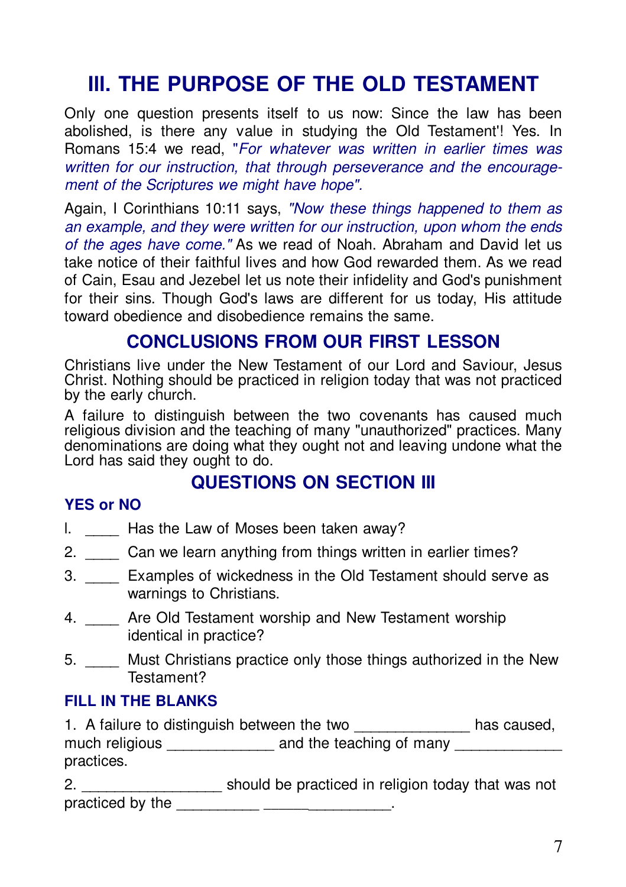# III. THE PURPOSE OF THE OLD TESTAMENT

Only one question presents itself to us now: Since the law has been abolished, is there any value in studying the Old Testament'! Yes. In Romans 15:4 we read, "*For whatever was written in earlier times was written for our instruction, that through perseverance and the encouragement of the Scriptures we might have hope".*

Again, I Corinthians 10:11 says, *"Now these things happened to them as an example, and they were written for our instruction, upon whom the ends of the ages have come."* As we read of Noah. Abraham and David let us take notice of their faithful lives and how God rewarded them. As we read of Cain, Esau and Jezebel let us note their infidelity and God's punishment for their sins. Though God's laws are different for us today, His attitude toward obedience and disobedience remains the same.

## CONCLUSIONS FROM OUR FIRST LESSON

Christians live under the New Testament of our Lord and Saviour, Jesus Christ. Nothing should be practiced in religion today that was not practiced by the early church.

A failure to distinguish between the two covenants has caused much religious division and the teaching of many "unauthorized" practices. Many denominations are doing what they ought not and leaving undone what the Lord has said they ought to do.

## QUESTIONS ON SECTION III

### YES or NO

l. ____ Has the Law of Moses been taken away?

2. ____ Can we learn anything from things written in earlier times?

3. ____ Examples of wickedness in the Old Testament should serve as warnings to Christians.

4. ____ Are Old Testament worship and New Testament worship identical in practice?

5. ____ Must Christians practice only those things authorized in the New Testament?

### FILL IN THE BLANKS

1. A failure to distinguish between the two ______________ has caused, much religious _____________ and the teaching of many _____________ practices.

2. _________________ should be practiced in religion today that was not practiced by the __________ ________________.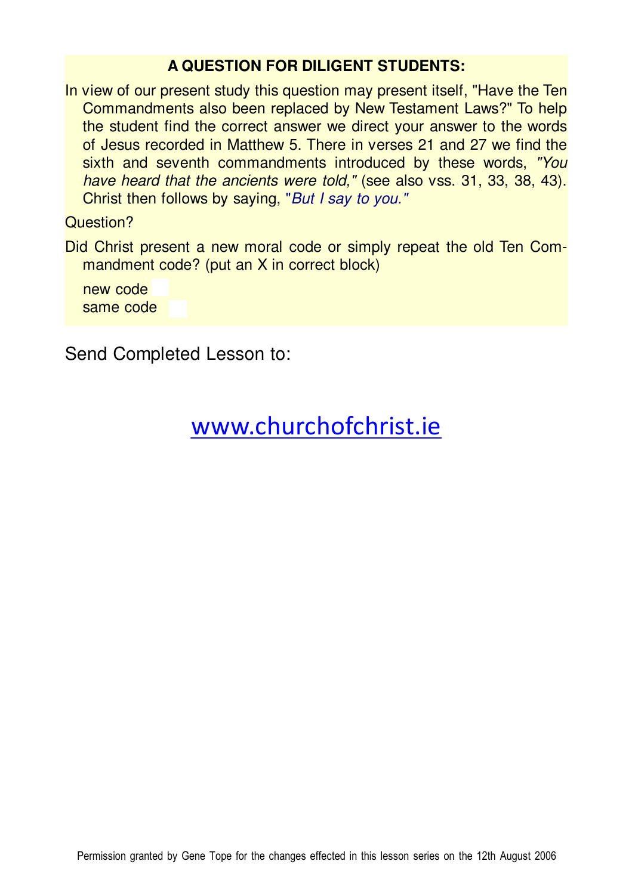**A QUESTION FOR DILIGENT STUDENTS:**

In view of our present study this question may present itself, "Have the Ten Commandments also been replaced by New Testament Laws?" To help the student find the correct answer we direct your answer to the words of Jesus recorded in Matthew 5. There in verses 21 and 27 we find the sixth and seventh commandments introduced by these words, *"You have heard that the ancients were told,"* (see also vss. 31, 33, 38, 43). Christ then follows by saying, "*But I say to you."*

Question?

Did Christ present a new moral code or simply repeat the old Ten Commandment code? (put an X in correct block)

new code ☐
same code ☐

Send Completed Lesson to:

www.churchofchrist.ie

Permission granted by Gene Tope for the changes effected in this lesson series on the 12th August 2006